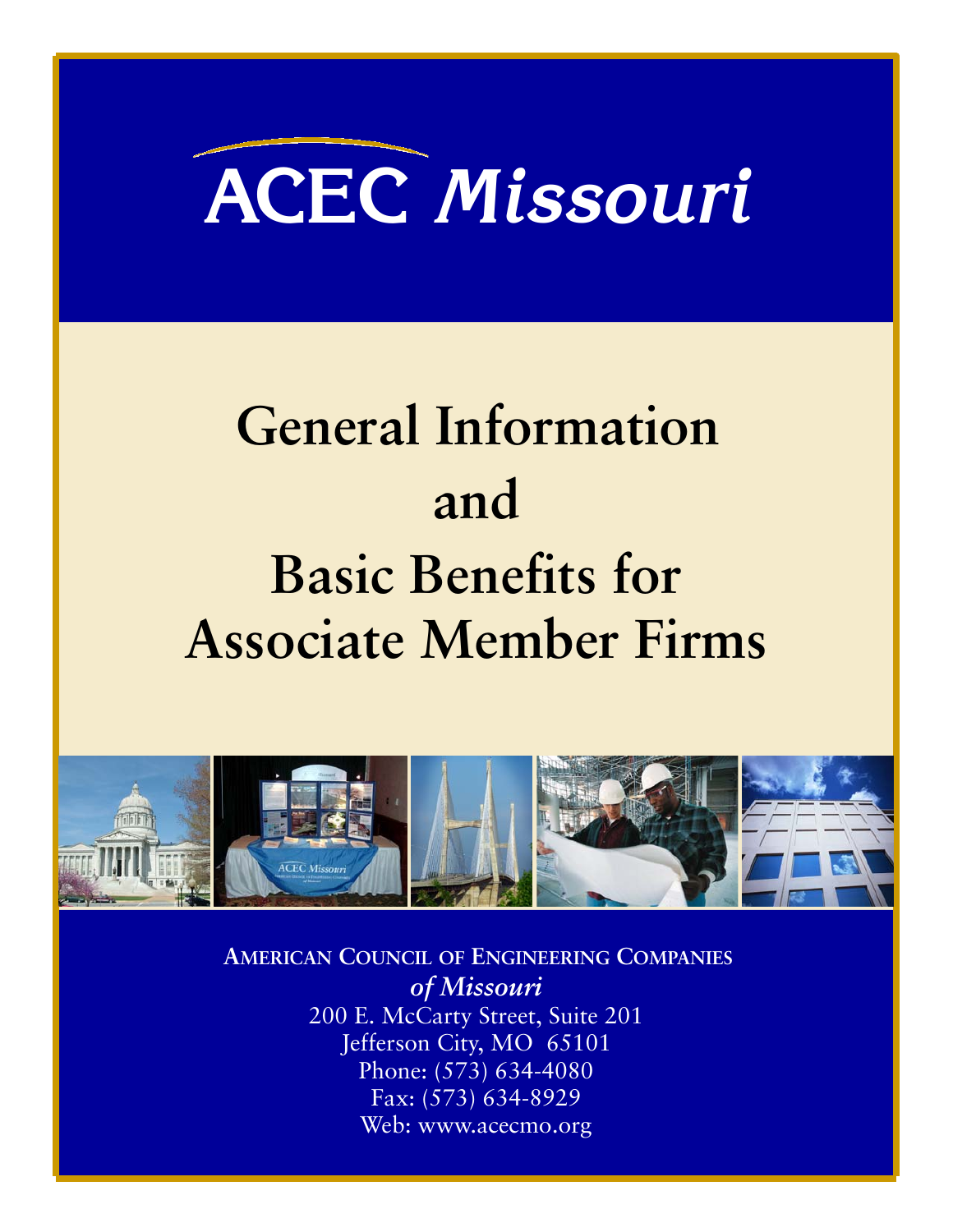# ACEC *Missouri*

# General Information and Basic Benefits for Associate Member Firms

**AMERICAN COUNCIL OF ENGINEERING COMPANIES**
***of Missouri***
200 E. McCarty Street, Suite 201
Jefferson City, MO 65101
Phone: (573) 634-4080
Fax: (573) 634-8929
Web: www.acecmo.org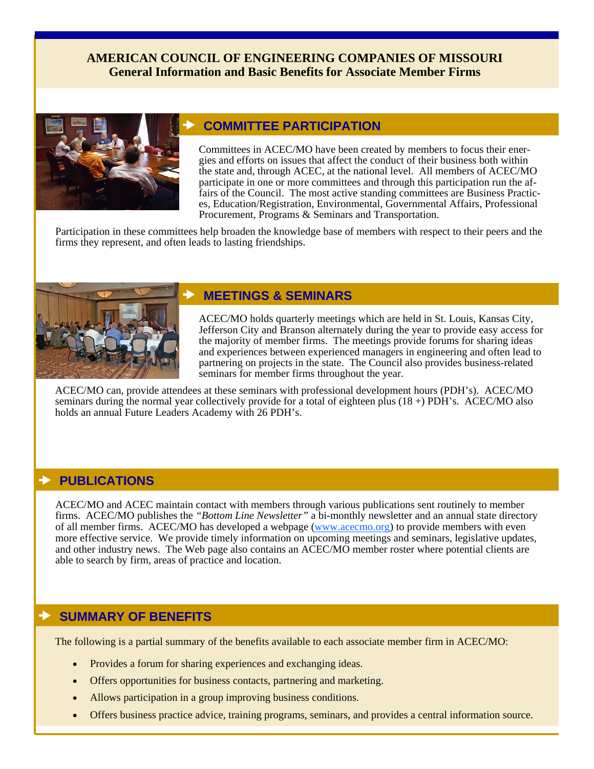**AMERICAN COUNCIL OF ENGINEERING COMPANIES OF MISSOURI**
**General Information and Basic Benefits for Associate Member Firms**

## COMMITTEE PARTICIPATION

Committees in ACEC/MO have been created by members to focus their energies and efforts on issues that affect the conduct of their business both within the state and, through ACEC, at the national level. All members of ACEC/MO participate in one or more committees and through this participation run the affairs of the Council. The most active standing committees are Business Practices, Education/Registration, Environmental, Governmental Affairs, Professional Procurement, Programs & Seminars and Transportation.

Participation in these committees help broaden the knowledge base of members with respect to their peers and the firms they represent, and often leads to lasting friendships.

## MEETINGS & SEMINARS

ACEC/MO holds quarterly meetings which are held in St. Louis, Kansas City, Jefferson City and Branson alternately during the year to provide easy access for the majority of member firms. The meetings provide forums for sharing ideas and experiences between experienced managers in engineering and often lead to partnering on projects in the state. The Council also provides business-related seminars for member firms throughout the year.

ACEC/MO can, provide attendees at these seminars with professional development hours (PDH's). ACEC/MO seminars during the normal year collectively provide for a total of eighteen plus (18 +) PDH's. ACEC/MO also holds an annual Future Leaders Academy with 26 PDH's.

## PUBLICATIONS

ACEC/MO and ACEC maintain contact with members through various publications sent routinely to member firms. ACEC/MO publishes the *"Bottom Line Newsletter"* a bi-monthly newsletter and an annual state directory of all member firms. ACEC/MO has developed a webpage (www.acecmo.org) to provide members with even more effective service. We provide timely information on upcoming meetings and seminars, legislative updates, and other industry news. The Web page also contains an ACEC/MO member roster where potential clients are able to search by firm, areas of practice and location.

## SUMMARY OF BENEFITS

The following is a partial summary of the benefits available to each associate member firm in ACEC/MO:

- Provides a forum for sharing experiences and exchanging ideas.
- Offers opportunities for business contacts, partnering and marketing.
- Allows participation in a group improving business conditions.
- Offers business practice advice, training programs, seminars, and provides a central information source.